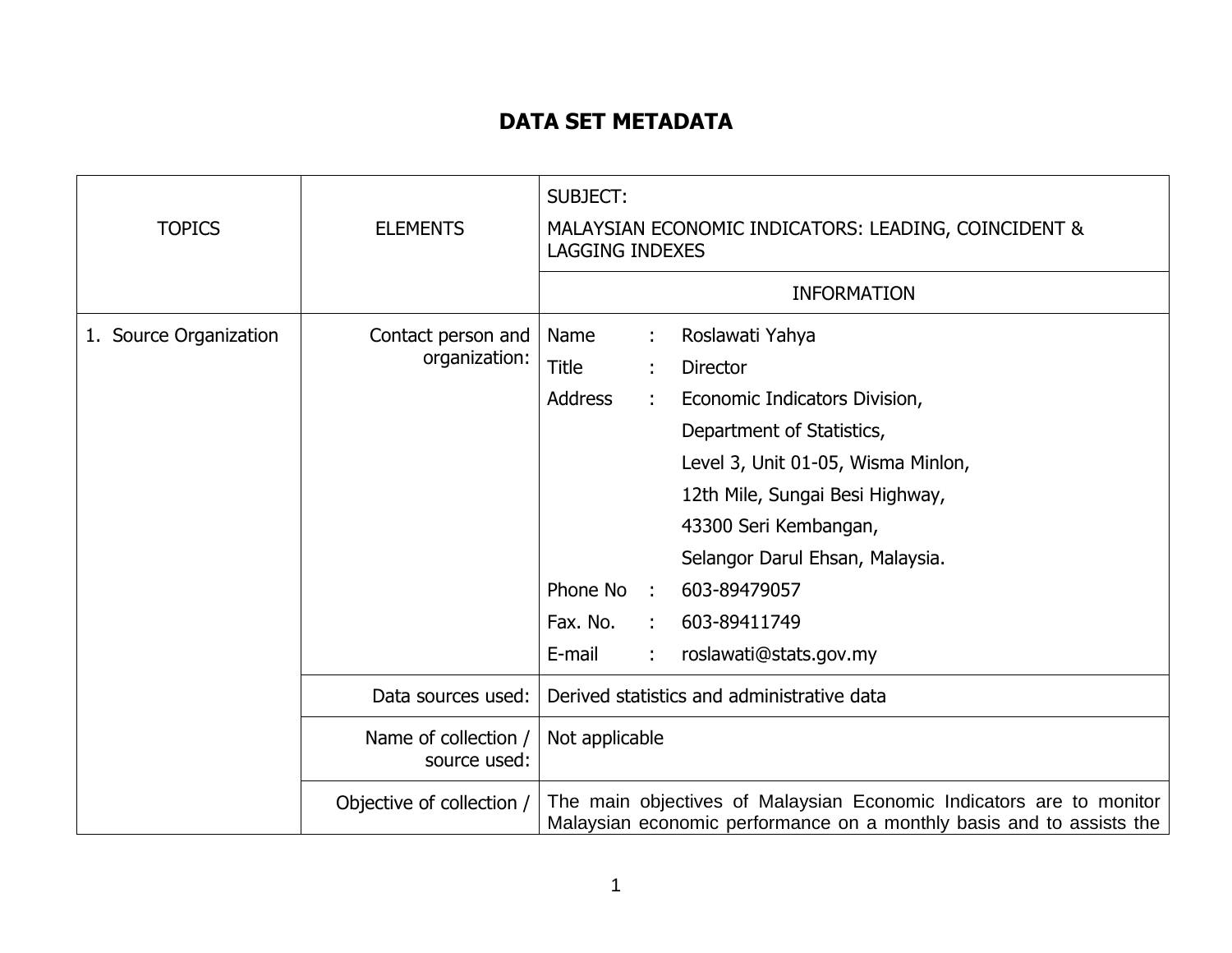# DATA SET METADATA

| TOPICS | ELEMENTS | SUBJECT: MALAYSIAN ECONOMIC INDICATORS: LEADING, COINCIDENT & LAGGING INDEXES |
|---|---|---|
| | | INFORMATION |
| 1. Source Organization | Contact person and organization: | Name : Roslawati Yahya<br>Title : Director<br>Address : Economic Indicators Division, Department of Statistics, Level 3, Unit 01-05, Wisma Minlon, 12th Mile, Sungai Besi Highway, 43300 Seri Kembangan, Selangor Darul Ehsan, Malaysia.<br>Phone No : 603-89479057<br>Fax. No. : 603-89411749<br>E-mail : roslawati@stats.gov.my |
| | Data sources used: | Derived statistics and administrative data |
| | Name of collection / source used: | Not applicable |
| | Objective of collection / | The main objectives of Malaysian Economic Indicators are to monitor Malaysian economic performance on a monthly basis and to assists the |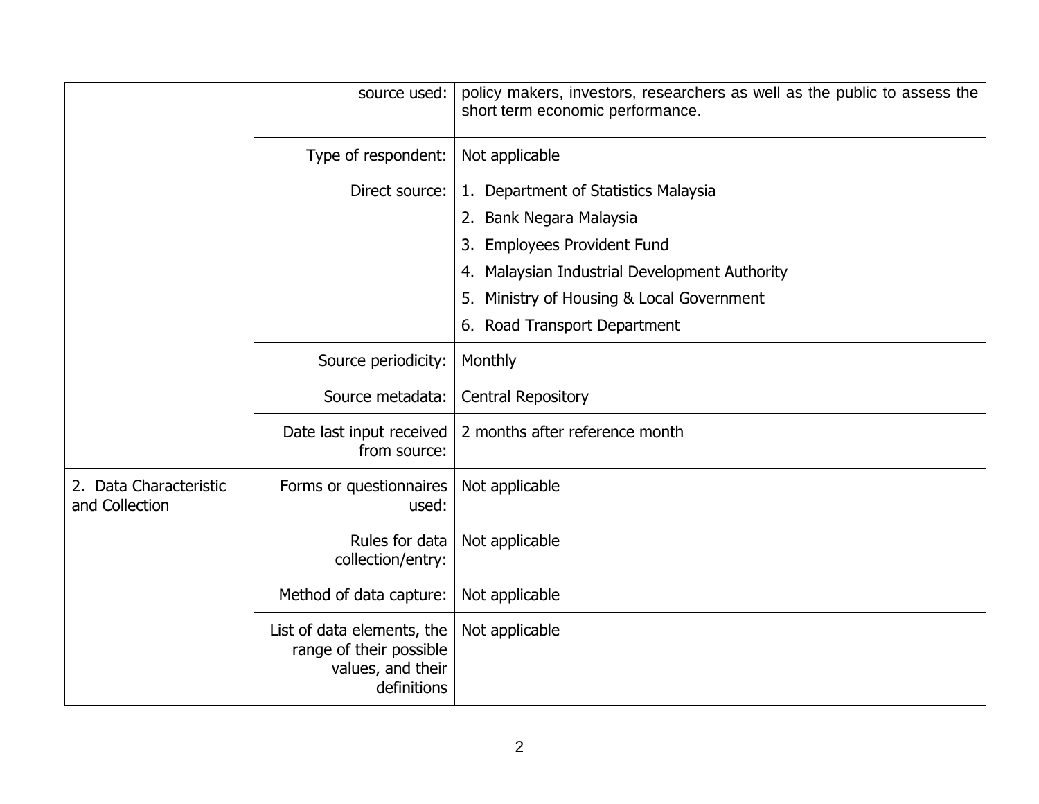| | | |
|---|---|---|
| | source used: | policy makers, investors, researchers as well as the public to assess the short term economic performance. |
| | Type of respondent: | Not applicable |
| | Direct source: | 1. Department of Statistics Malaysia<br>2. Bank Negara Malaysia<br>3. Employees Provident Fund<br>4. Malaysian Industrial Development Authority<br>5. Ministry of Housing & Local Government<br>6. Road Transport Department |
| | Source periodicity: | Monthly |
| | Source metadata: | Central Repository |
| | Date last input received from source: | 2 months after reference month |
| 2. Data Characteristic and Collection | Forms or questionnaires used: | Not applicable |
| | Rules for data collection/entry: | Not applicable |
| | Method of data capture: | Not applicable |
| | List of data elements, the range of their possible values, and their definitions | Not applicable |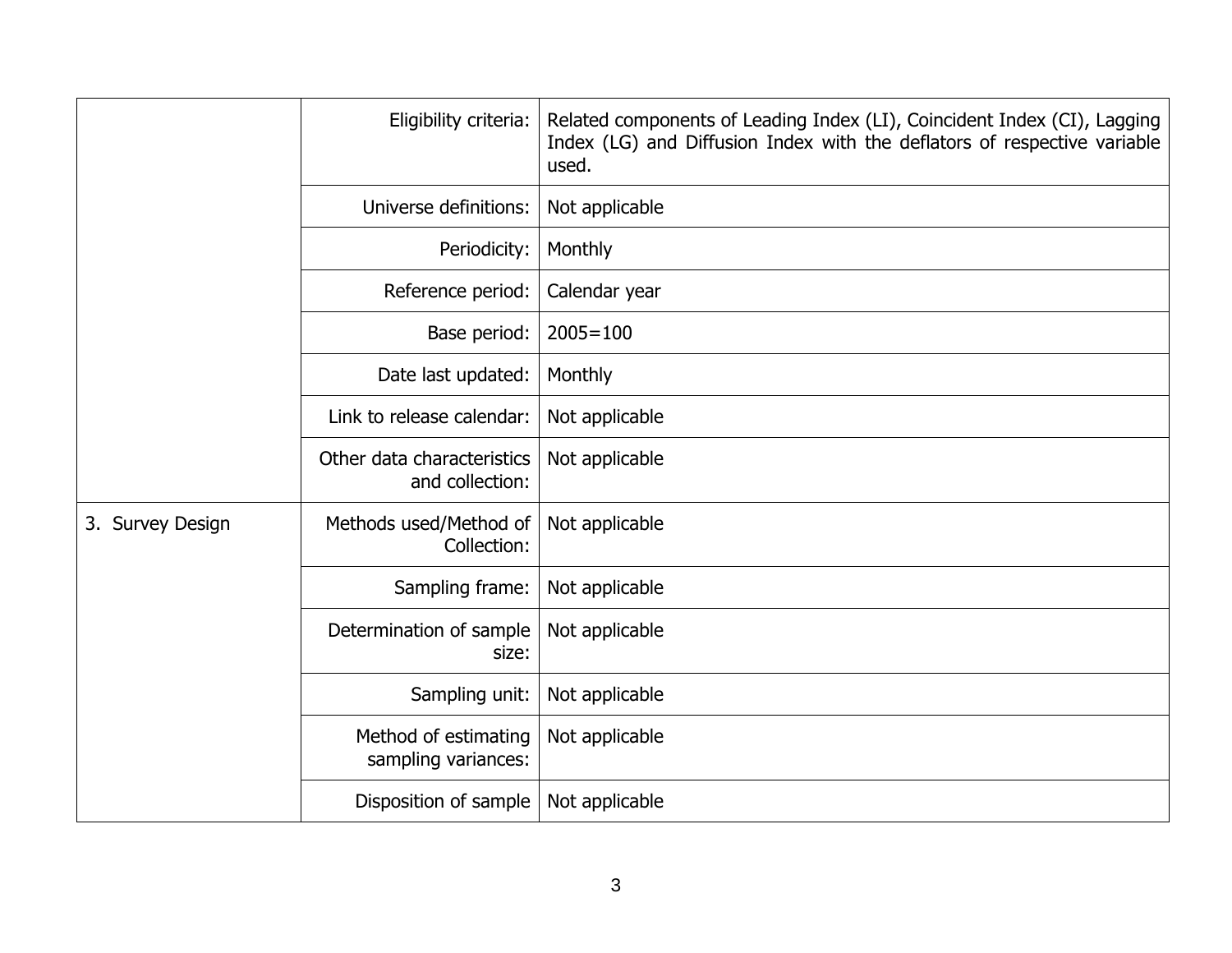| | | |
|---|---|---|
| | Eligibility criteria: | Related components of Leading Index (LI), Coincident Index (CI), Lagging Index (LG) and Diffusion Index with the deflators of respective variable used. |
| | Universe definitions: | Not applicable |
| | Periodicity: | Monthly |
| | Reference period: | Calendar year |
| | Base period: | 2005=100 |
| | Date last updated: | Monthly |
| | Link to release calendar: | Not applicable |
| | Other data characteristics and collection: | Not applicable |
| 3. Survey Design | Methods used/Method of Collection: | Not applicable |
| | Sampling frame: | Not applicable |
| | Determination of sample size: | Not applicable |
| | Sampling unit: | Not applicable |
| | Method of estimating sampling variances: | Not applicable |
| | Disposition of sample | Not applicable |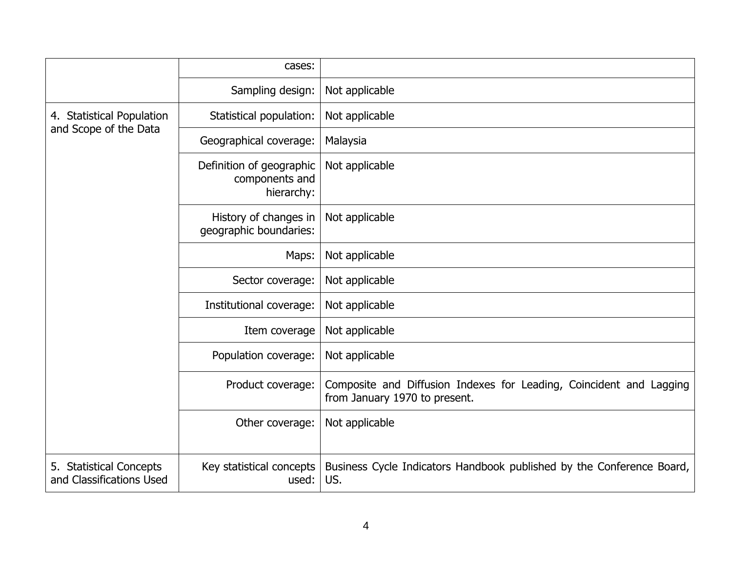| | | |
|---|---|---|
| | cases: | |
| | Sampling design: | Not applicable |
| 4. Statistical Population and Scope of the Data | Statistical population: | Not applicable |
| | Geographical coverage: | Malaysia |
| | Definition of geographic components and hierarchy: | Not applicable |
| | History of changes in geographic boundaries: | Not applicable |
| | Maps: | Not applicable |
| | Sector coverage: | Not applicable |
| | Institutional coverage: | Not applicable |
| | Item coverage | Not applicable |
| | Population coverage: | Not applicable |
| | Product coverage: | Composite and Diffusion Indexes for Leading, Coincident and Lagging from January 1970 to present. |
| | Other coverage: | Not applicable |
| 5. Statistical Concepts and Classifications Used | Key statistical concepts used: | Business Cycle Indicators Handbook published by the Conference Board, US. |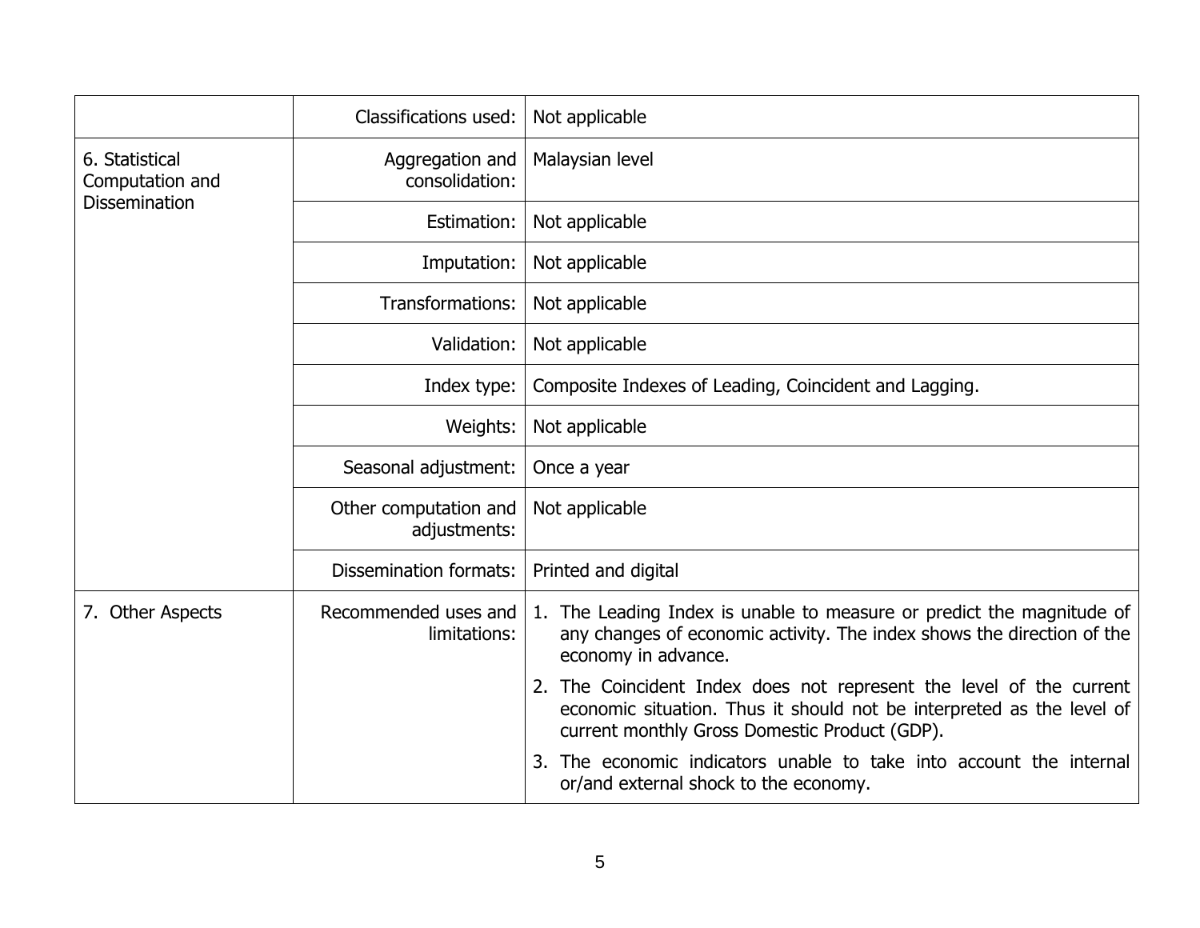| | | |
|---|---|---|
| | Classifications used: | Not applicable |
| 6. Statistical Computation and Dissemination | Aggregation and consolidation: | Malaysian level |
| | Estimation: | Not applicable |
| | Imputation: | Not applicable |
| | Transformations: | Not applicable |
| | Validation: | Not applicable |
| | Index type: | Composite Indexes of Leading, Coincident and Lagging. |
| | Weights: | Not applicable |
| | Seasonal adjustment: | Once a year |
| | Other computation and adjustments: | Not applicable |
| | Dissemination formats: | Printed and digital |
| 7. Other Aspects | Recommended uses and limitations: | 1. The Leading Index is unable to measure or predict the magnitude of any changes of economic activity. The index shows the direction of the economy in advance.<br>2. The Coincident Index does not represent the level of the current economic situation. Thus it should not be interpreted as the level of current monthly Gross Domestic Product (GDP).<br>3. The economic indicators unable to take into account the internal or/and external shock to the economy. |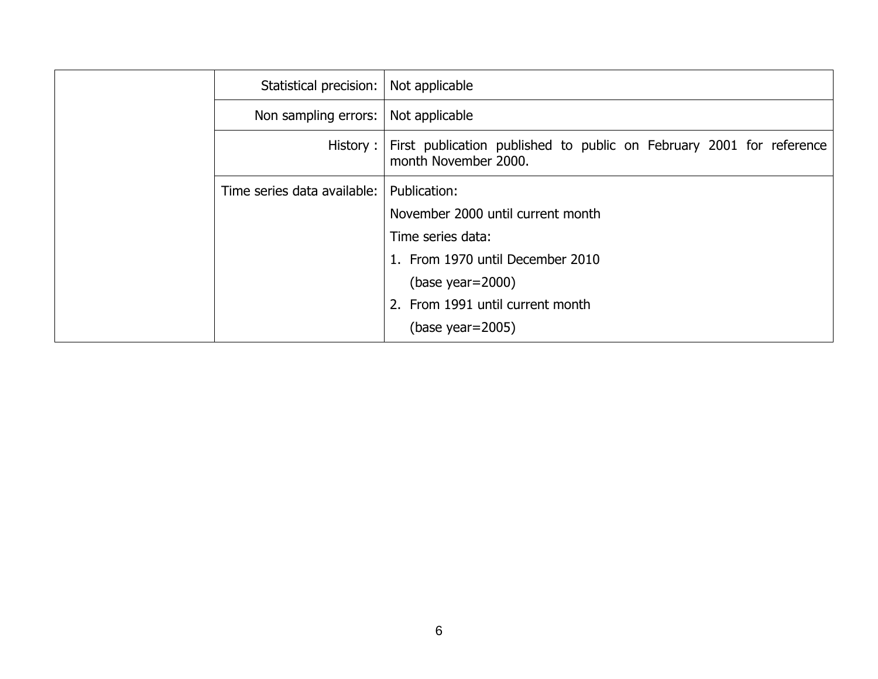| | | |
|---|---|---|
| | Statistical precision: | Not applicable |
| | Non sampling errors: | Not applicable |
| | History : | First publication published to public on February 2001 for reference month November 2000. |
| | Time series data available: | Publication:<br>November 2000 until current month<br>Time series data:<br>1. From 1970 until December 2010<br>(base year=2000)<br>2. From 1991 until current month<br>(base year=2005) |